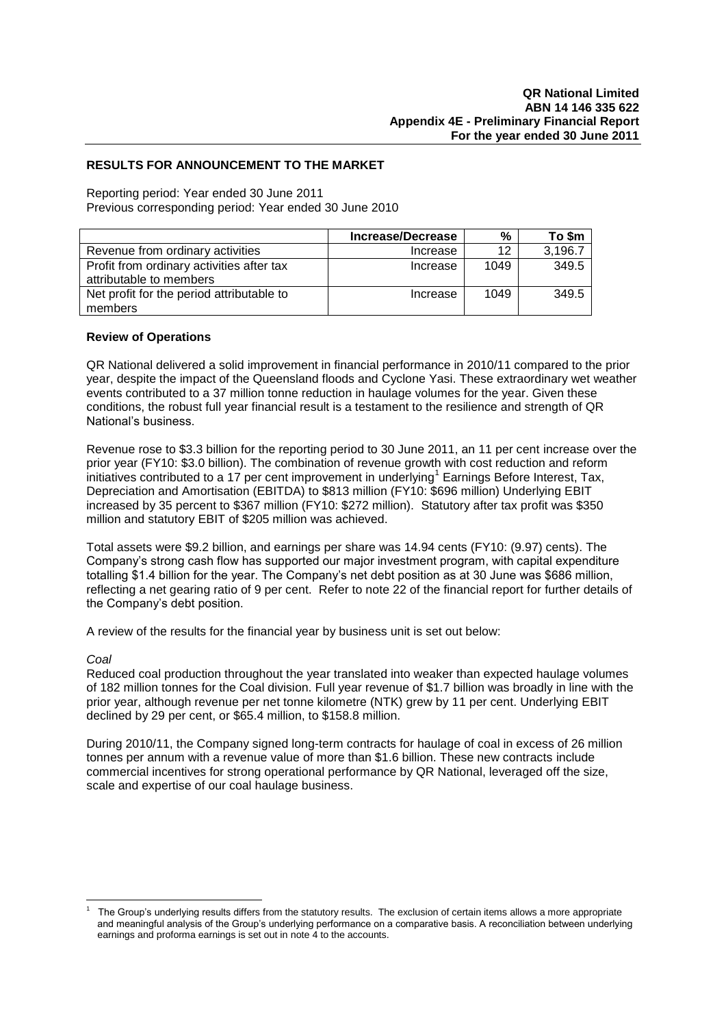**QR National Limited**
**ABN 14 146 335 622**
**Appendix 4E - Preliminary Financial Report**
**For the year ended 30 June 2011**

## RESULTS FOR ANNOUNCEMENT TO THE MARKET

Reporting period: Year ended 30 June 2011
Previous corresponding period: Year ended 30 June 2010

| | Increase/Decrease | % | To $m |
|---|---|---|---|
| Revenue from ordinary activities | Increase | 12 | 3,196.7 |
| Profit from ordinary activities after tax attributable to members | Increase | 1049 | 349.5 |
| Net profit for the period attributable to members | Increase | 1049 | 349.5 |

### Review of Operations

QR National delivered a solid improvement in financial performance in 2010/11 compared to the prior year, despite the impact of the Queensland floods and Cyclone Yasi. These extraordinary wet weather events contributed to a 37 million tonne reduction in haulage volumes for the year. Given these conditions, the robust full year financial result is a testament to the resilience and strength of QR National's business.

Revenue rose to $3.3 billion for the reporting period to 30 June 2011, an 11 per cent increase over the prior year (FY10: $3.0 billion). The combination of revenue growth with cost reduction and reform initiatives contributed to a 17 per cent improvement in underlying[1] Earnings Before Interest, Tax, Depreciation and Amortisation (EBITDA) to $813 million (FY10: $696 million) Underlying EBIT increased by 35 percent to $367 million (FY10: $272 million). Statutory after tax profit was $350 million and statutory EBIT of $205 million was achieved.

Total assets were $9.2 billion, and earnings per share was 14.94 cents (FY10: (9.97) cents). The Company's strong cash flow has supported our major investment program, with capital expenditure totalling $1.4 billion for the year. The Company's net debt position as at 30 June was $686 million, reflecting a net gearing ratio of 9 per cent. Refer to note 22 of the financial report for further details of the Company's debt position.

A review of the results for the financial year by business unit is set out below:

*Coal*

Reduced coal production throughout the year translated into weaker than expected haulage volumes of 182 million tonnes for the Coal division. Full year revenue of $1.7 billion was broadly in line with the prior year, although revenue per net tonne kilometre (NTK) grew by 11 per cent. Underlying EBIT declined by 29 per cent, or $65.4 million, to $158.8 million.

During 2010/11, the Company signed long-term contracts for haulage of coal in excess of 26 million tonnes per annum with a revenue value of more than $1.6 billion. These new contracts include commercial incentives for strong operational performance by QR National, leveraged off the size, scale and expertise of our coal haulage business.

---

[1] The Group's underlying results differs from the statutory results. The exclusion of certain items allows a more appropriate and meaningful analysis of the Group's underlying performance on a comparative basis. A reconciliation between underlying earnings and proforma earnings is set out in note 4 to the accounts.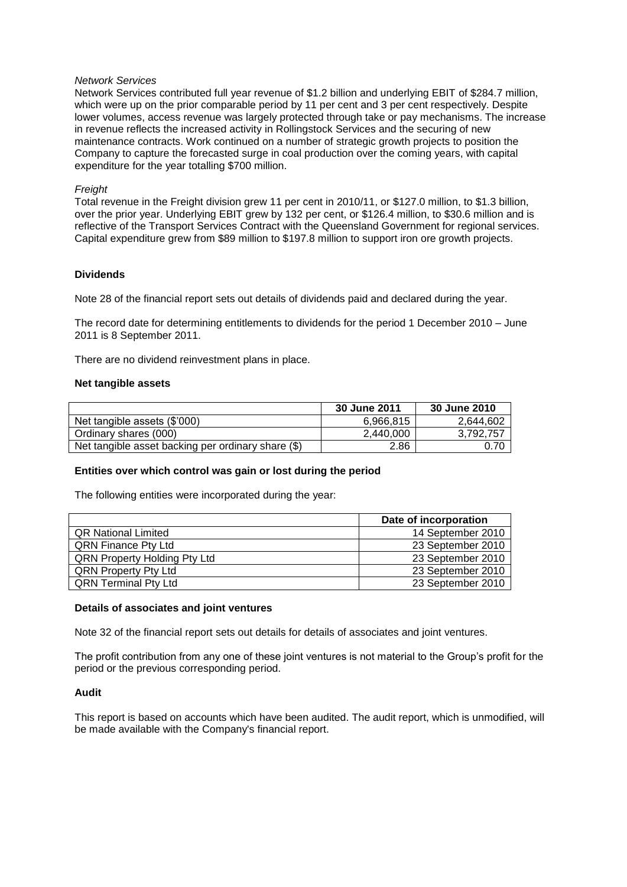*Network Services*

Network Services contributed full year revenue of $1.2 billion and underlying EBIT of $284.7 million, which were up on the prior comparable period by 11 per cent and 3 per cent respectively. Despite lower volumes, access revenue was largely protected through take or pay mechanisms. The increase in revenue reflects the increased activity in Rollingstock Services and the securing of new maintenance contracts. Work continued on a number of strategic growth projects to position the Company to capture the forecasted surge in coal production over the coming years, with capital expenditure for the year totalling $700 million.

*Freight*

Total revenue in the Freight division grew 11 per cent in 2010/11, or $127.0 million, to $1.3 billion, over the prior year. Underlying EBIT grew by 132 per cent, or $126.4 million, to $30.6 million and is reflective of the Transport Services Contract with the Queensland Government for regional services. Capital expenditure grew from $89 million to $197.8 million to support iron ore growth projects.

**Dividends**

Note 28 of the financial report sets out details of dividends paid and declared during the year.

The record date for determining entitlements to dividends for the period 1 December 2010 – June 2011 is 8 September 2011.

There are no dividend reinvestment plans in place.

**Net tangible assets**

| | 30 June 2011 | 30 June 2010 |
|---|---|---|
| Net tangible assets ($'000) | 6,966,815 | 2,644,602 |
| Ordinary shares (000) | 2,440,000 | 3,792,757 |
| Net tangible asset backing per ordinary share ($) | 2.86 | 0.70 |

**Entities over which control was gain or lost during the period**

The following entities were incorporated during the year:

| | Date of incorporation |
|---|---|
| QR National Limited | 14 September 2010 |
| QRN Finance Pty Ltd | 23 September 2010 |
| QRN Property Holding Pty Ltd | 23 September 2010 |
| QRN Property Pty Ltd | 23 September 2010 |
| QRN Terminal Pty Ltd | 23 September 2010 |

**Details of associates and joint ventures**

Note 32 of the financial report sets out details for details of associates and joint ventures.

The profit contribution from any one of these joint ventures is not material to the Group's profit for the period or the previous corresponding period.

**Audit**

This report is based on accounts which have been audited. The audit report, which is unmodified, will be made available with the Company's financial report.